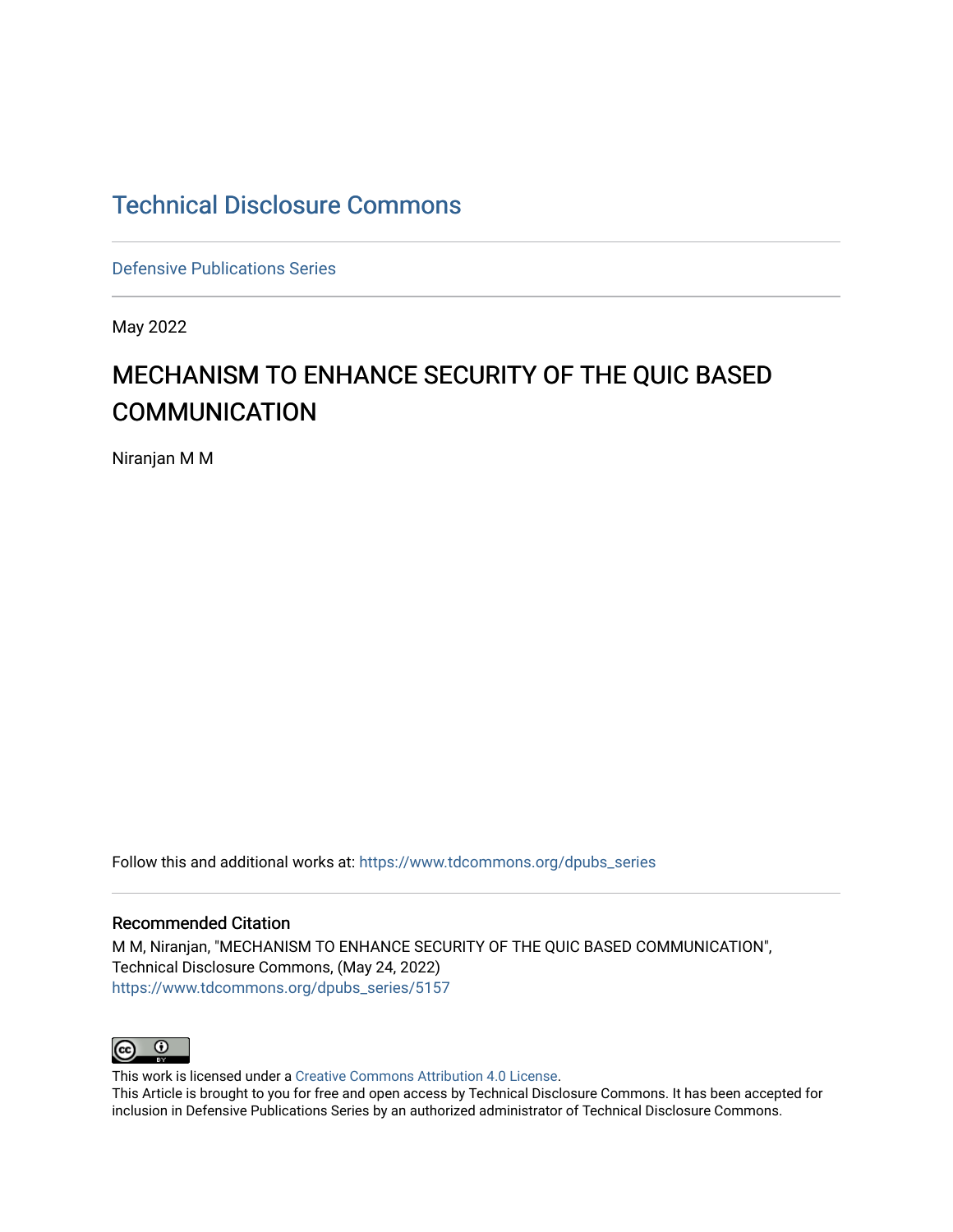# Technical Disclosure Commons

Defensive Publications Series

May 2022

## MECHANISM TO ENHANCE SECURITY OF THE QUIC BASED COMMUNICATION

Niranjan M M

Follow this and additional works at: https://www.tdcommons.org/dpubs_series

### Recommended Citation

M M, Niranjan, "MECHANISM TO ENHANCE SECURITY OF THE QUIC BASED COMMUNICATION", Technical Disclosure Commons, (May 24, 2022)
https://www.tdcommons.org/dpubs_series/5157

This work is licensed under a Creative Commons Attribution 4.0 License.
This Article is brought to you for free and open access by Technical Disclosure Commons. It has been accepted for inclusion in Defensive Publications Series by an authorized administrator of Technical Disclosure Commons.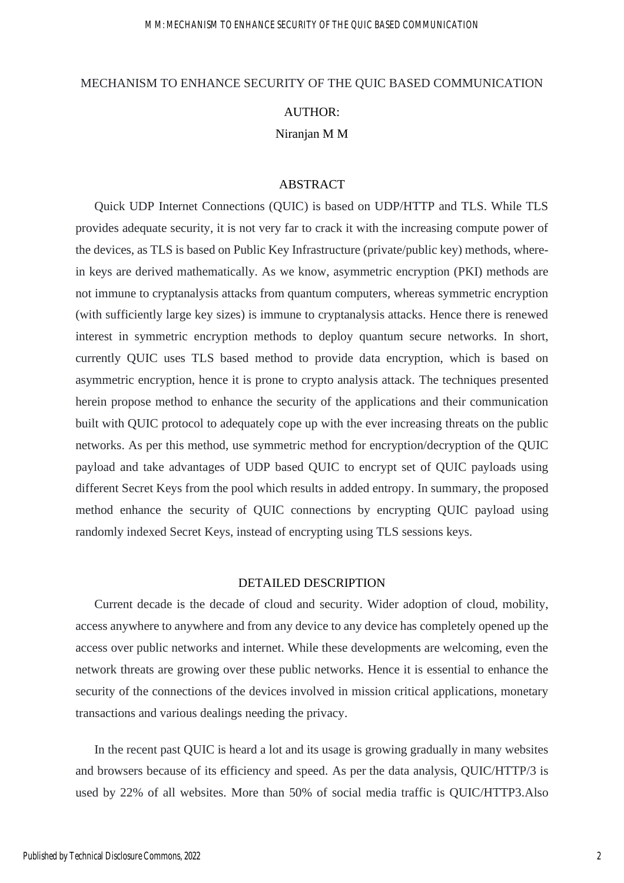# MECHANISM TO ENHANCE SECURITY OF THE QUIC BASED COMMUNICATION

AUTHOR:

Niranjan M M

## ABSTRACT

Quick UDP Internet Connections (QUIC) is based on UDP/HTTP and TLS. While TLS provides adequate security, it is not very far to crack it with the increasing compute power of the devices, as TLS is based on Public Key Infrastructure (private/public key) methods, where-in keys are derived mathematically. As we know, asymmetric encryption (PKI) methods are not immune to cryptanalysis attacks from quantum computers, whereas symmetric encryption (with sufficiently large key sizes) is immune to cryptanalysis attacks. Hence there is renewed interest in symmetric encryption methods to deploy quantum secure networks. In short, currently QUIC uses TLS based method to provide data encryption, which is based on asymmetric encryption, hence it is prone to crypto analysis attack. The techniques presented herein propose method to enhance the security of the applications and their communication built with QUIC protocol to adequately cope up with the ever increasing threats on the public networks. As per this method, use symmetric method for encryption/decryption of the QUIC payload and take advantages of UDP based QUIC to encrypt set of QUIC payloads using different Secret Keys from the pool which results in added entropy. In summary, the proposed method enhance the security of QUIC connections by encrypting QUIC payload using randomly indexed Secret Keys, instead of encrypting using TLS sessions keys.

## DETAILED DESCRIPTION

Current decade is the decade of cloud and security. Wider adoption of cloud, mobility, access anywhere to anywhere and from any device to any device has completely opened up the access over public networks and internet. While these developments are welcoming, even the network threats are growing over these public networks. Hence it is essential to enhance the security of the connections of the devices involved in mission critical applications, monetary transactions and various dealings needing the privacy.

In the recent past QUIC is heard a lot and its usage is growing gradually in many websites and browsers because of its efficiency and speed. As per the data analysis, QUIC/HTTP/3 is used by 22% of all websites. More than 50% of social media traffic is QUIC/HTTP3.Also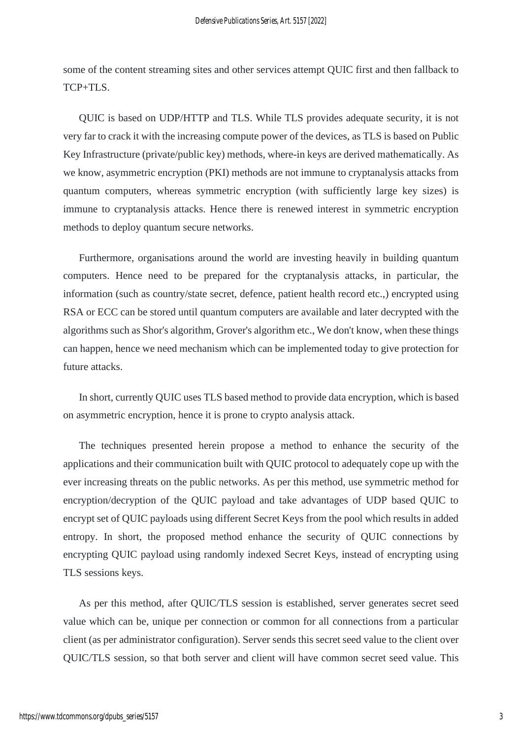some of the content streaming sites and other services attempt QUIC first and then fallback to TCP+TLS.

QUIC is based on UDP/HTTP and TLS. While TLS provides adequate security, it is not very far to crack it with the increasing compute power of the devices, as TLS is based on Public Key Infrastructure (private/public key) methods, where-in keys are derived mathematically. As we know, asymmetric encryption (PKI) methods are not immune to cryptanalysis attacks from quantum computers, whereas symmetric encryption (with sufficiently large key sizes) is immune to cryptanalysis attacks. Hence there is renewed interest in symmetric encryption methods to deploy quantum secure networks.

Furthermore, organisations around the world are investing heavily in building quantum computers. Hence need to be prepared for the cryptanalysis attacks, in particular, the information (such as country/state secret, defence, patient health record etc.,) encrypted using RSA or ECC can be stored until quantum computers are available and later decrypted with the algorithms such as Shor's algorithm, Grover's algorithm etc., We don't know, when these things can happen, hence we need mechanism which can be implemented today to give protection for future attacks.

In short, currently QUIC uses TLS based method to provide data encryption, which is based on asymmetric encryption, hence it is prone to crypto analysis attack.

The techniques presented herein propose a method to enhance the security of the applications and their communication built with QUIC protocol to adequately cope up with the ever increasing threats on the public networks. As per this method, use symmetric method for encryption/decryption of the QUIC payload and take advantages of UDP based QUIC to encrypt set of QUIC payloads using different Secret Keys from the pool which results in added entropy. In short, the proposed method enhance the security of QUIC connections by encrypting QUIC payload using randomly indexed Secret Keys, instead of encrypting using TLS sessions keys.

As per this method, after QUIC/TLS session is established, server generates secret seed value which can be, unique per connection or common for all connections from a particular client (as per administrator configuration). Server sends this secret seed value to the client over QUIC/TLS session, so that both server and client will have common secret seed value. This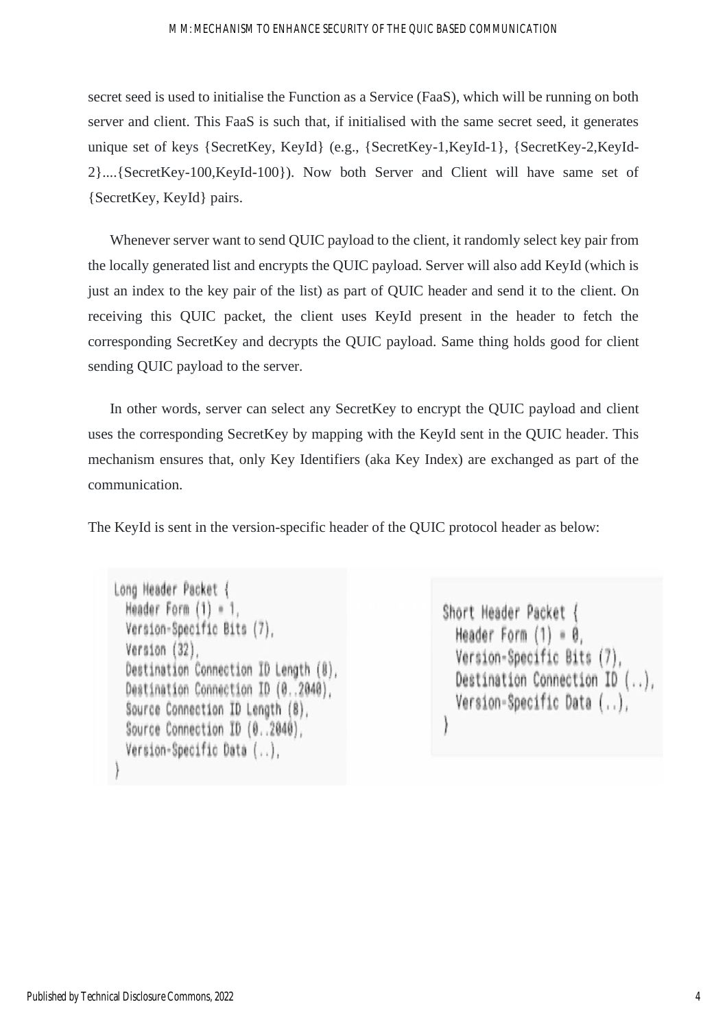secret seed is used to initialise the Function as a Service (FaaS), which will be running on both server and client. This FaaS is such that, if initialised with the same secret seed, it generates unique set of keys {SecretKey, KeyId} (e.g., {SecretKey-1,KeyId-1}, {SecretKey-2,KeyId-2}....{SecretKey-100,KeyId-100}). Now both Server and Client will have same set of {SecretKey, KeyId} pairs.

Whenever server want to send QUIC payload to the client, it randomly select key pair from the locally generated list and encrypts the QUIC payload. Server will also add KeyId (which is just an index to the key pair of the list) as part of QUIC header and send it to the client. On receiving this QUIC packet, the client uses KeyId present in the header to fetch the corresponding SecretKey and decrypts the QUIC payload. Same thing holds good for client sending QUIC payload to the server.

In other words, server can select any SecretKey to encrypt the QUIC payload and client uses the corresponding SecretKey by mapping with the KeyId sent in the QUIC header. This mechanism ensures that, only Key Identifiers (aka Key Index) are exchanged as part of the communication.

The KeyId is sent in the version-specific header of the QUIC protocol header as below:

```
Long Header Packet {
  Header Form (1) = 1,
  Version-Specific Bits (7),
  Version (32),
  Destination Connection ID Length (8),
  Destination Connection ID (0..2040),
  Source Connection ID Length (8),
  Source Connection ID (0..2040),
  Version-Specific Data (..),
}
```

```
Short Header Packet {
  Header Form (1) = 0,
  Version-Specific Bits (7),
  Destination Connection ID (..),
  Version-Specific Data (..),
}
```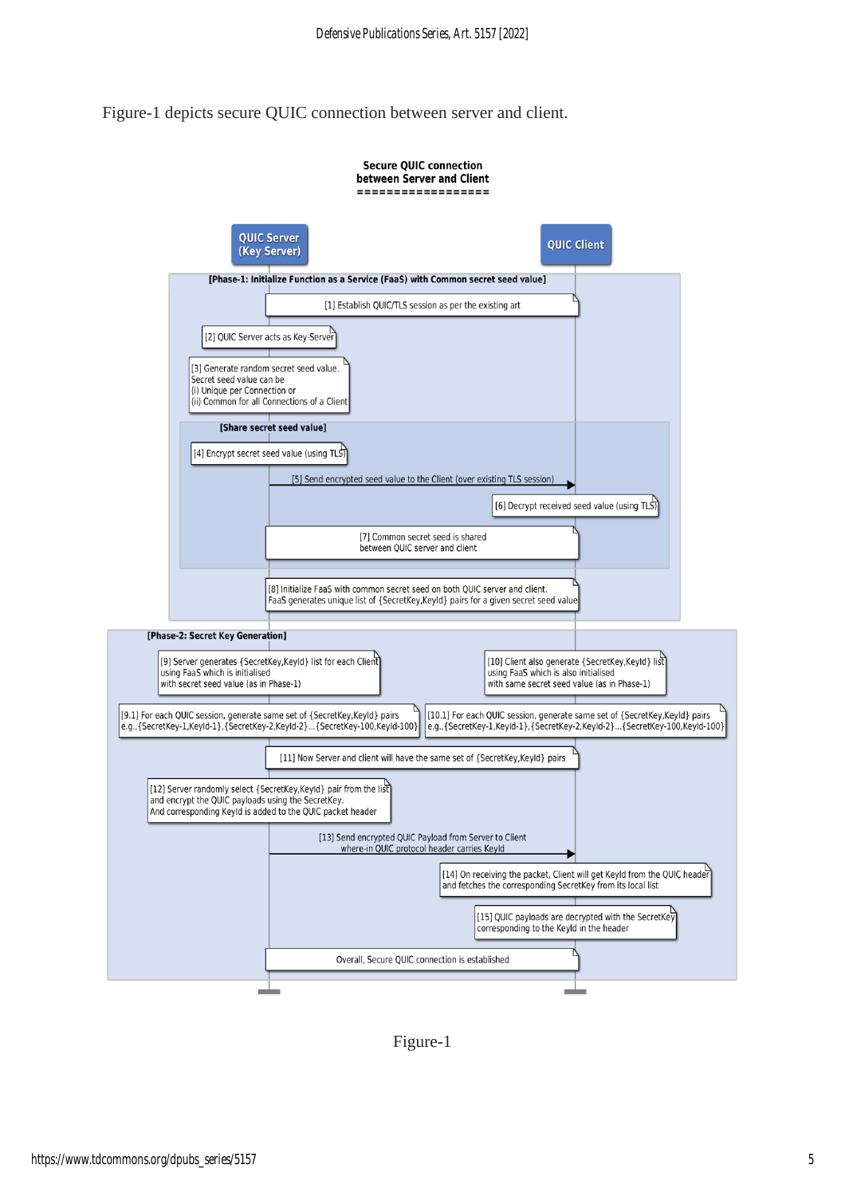Figure-1 depicts secure QUIC connection between server and client.

**Secure QUIC connection between Server and Client**

QUIC Server (Key Server) — QUIC Client

**[Phase-1: Initialize Function as a Service (FaaS) with Common secret seed value]**

[1] Establish QUIC/TLS session as per the existing art

[2] QUIC Server acts as Key-Server

[3] Generate random secret seed value.
Secret seed value can be
(i) Unique per Connection or
(ii) Common for all Connections of a Client

**[Share secret seed value]**

[4] Encrypt secret seed value (using TLS)

[5] Send encrypted seed value to the Client (over existing TLS session)

[6] Decrypt received seed value (using TLS)

[7] Common secret seed is shared between QUIC server and client

[8] Initialize FaaS with common secret seed on both QUIC server and client.
FaaS generates unique list of {SecretKey,KeyId} pairs for a given secret seed value

**[Phase-2: Secret Key Generation]**

[9] Server generates {SecretKey,KeyId} list for each Client using FaaS which is initialised with secret seed value (as in Phase-1)

[10] Client also generate {SecretKey,KeyId} list using FaaS which is also initialised with same secret seed value (as in Phase-1)

[9.1] For each QUIC session, generate same set of {SecretKey,KeyId} pairs
e.g.,{SecretKey-1,KeyId-1},{SecretKey-2,KeyId-2}...{SecretKey-100,KeyId-100}

[10.1] For each QUIC session, generate same set of {SecretKey,KeyId} pairs
e.g.,{SecretKey-1,KeyId-1},{SecretKey-2,KeyId-2}...{SecretKey-100,KeyId-100}

[11] Now Server and client will have the same set of {SecretKey,KeyId} pairs

[12] Server randomly select {SecretKey,KeyId} pair from the list and encrypt the QUIC payloads using the SecretKey.
And corresponding KeyId is added to the QUIC packet header

[13] Send encrypted QUIC Payload from Server to Client where-in QUIC protocol header carries KeyId

[14] On receiving the packet, Client will get KeyId from the QUIC header and fetches the corresponding SecretKey from its local list

[15] QUIC payloads are decrypted with the SecretKey corresponding to the KeyId in the header

Overall, Secure QUIC connection is established

Figure-1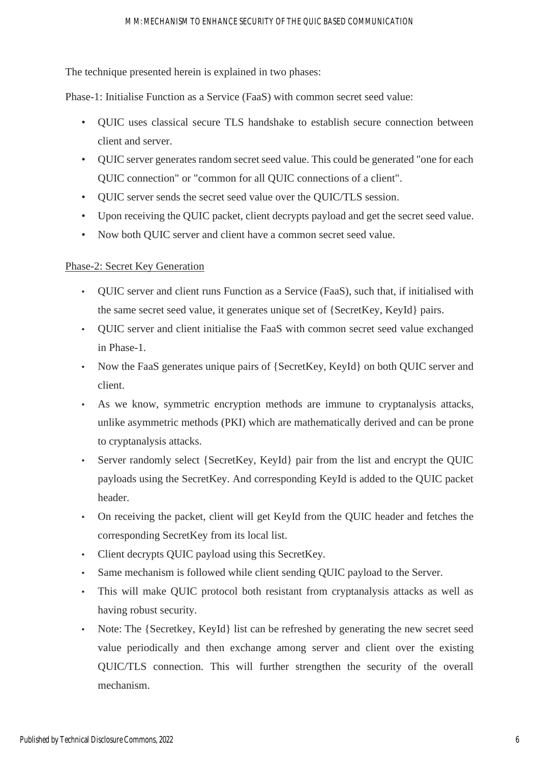The technique presented herein is explained in two phases:

Phase-1: Initialise Function as a Service (FaaS) with common secret seed value:

- QUIC uses classical secure TLS handshake to establish secure connection between client and server.
- QUIC server generates random secret seed value. This could be generated "one for each QUIC connection" or "common for all QUIC connections of a client".
- QUIC server sends the secret seed value over the QUIC/TLS session.
- Upon receiving the QUIC packet, client decrypts payload and get the secret seed value.
- Now both QUIC server and client have a common secret seed value.

<u>Phase-2: Secret Key Generation</u>

- QUIC server and client runs Function as a Service (FaaS), such that, if initialised with the same secret seed value, it generates unique set of {SecretKey, KeyId} pairs.
- QUIC server and client initialise the FaaS with common secret seed value exchanged in Phase-1.
- Now the FaaS generates unique pairs of {SecretKey, KeyId} on both QUIC server and client.
- As we know, symmetric encryption methods are immune to cryptanalysis attacks, unlike asymmetric methods (PKI) which are mathematically derived and can be prone to cryptanalysis attacks.
- Server randomly select {SecretKey, KeyId} pair from the list and encrypt the QUIC payloads using the SecretKey. And corresponding KeyId is added to the QUIC packet header.
- On receiving the packet, client will get KeyId from the QUIC header and fetches the corresponding SecretKey from its local list.
- Client decrypts QUIC payload using this SecretKey.
- Same mechanism is followed while client sending QUIC payload to the Server.
- This will make QUIC protocol both resistant from cryptanalysis attacks as well as having robust security.
- Note: The {Secretkey, KeyId} list can be refreshed by generating the new secret seed value periodically and then exchange among server and client over the existing QUIC/TLS connection. This will further strengthen the security of the overall mechanism.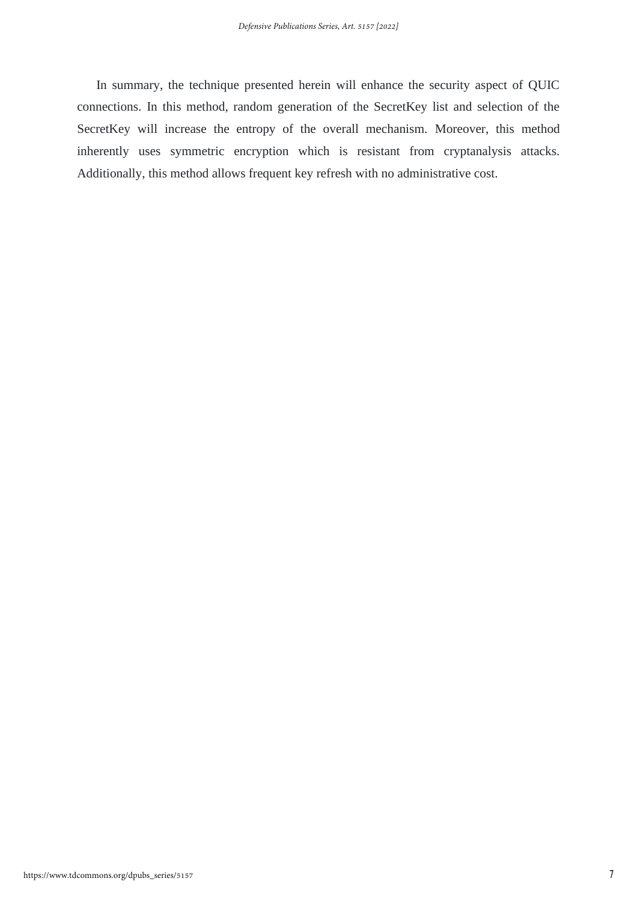In summary, the technique presented herein will enhance the security aspect of QUIC connections. In this method, random generation of the SecretKey list and selection of the SecretKey will increase the entropy of the overall mechanism. Moreover, this method inherently uses symmetric encryption which is resistant from cryptanalysis attacks. Additionally, this method allows frequent key refresh with no administrative cost.